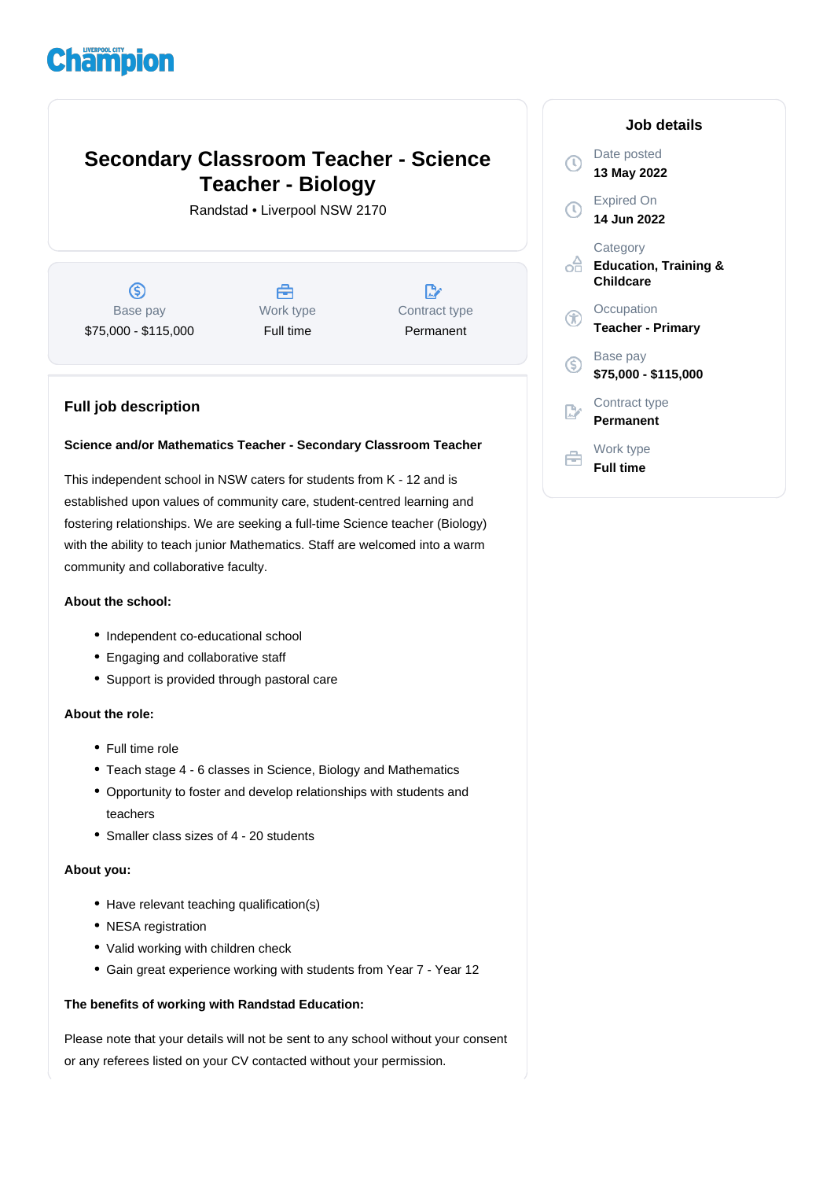Liverpool City Champion

# Secondary Classroom Teacher - Science Teacher - Biology

Randstad • Liverpool NSW 2170

| Base pay | Work type | Contract type |
| --- | --- | --- |
| $75,000 - $115,000 | Full time | Permanent |

## Job details

Date posted
**13 May 2022**

Expired On
**14 Jun 2022**

Category
**Education, Training & Childcare**

Occupation
**Teacher - Primary**

Base pay
**$75,000 - $115,000**

Contract type
**Permanent**

Work type
**Full time**

## Full job description

**Science and/or Mathematics Teacher - Secondary Classroom Teacher**

This independent school in NSW caters for students from K - 12 and is established upon values of community care, student-centred learning and fostering relationships. We are seeking a full-time Science teacher (Biology) with the ability to teach junior Mathematics. Staff are welcomed into a warm community and collaborative faculty.

**About the school:**

- Independent co-educational school
- Engaging and collaborative staff
- Support is provided through pastoral care

**About the role:**

- Full time role
- Teach stage 4 - 6 classes in Science, Biology and Mathematics
- Opportunity to foster and develop relationships with students and teachers
- Smaller class sizes of 4 - 20 students

**About you:**

- Have relevant teaching qualification(s)
- NESA registration
- Valid working with children check
- Gain great experience working with students from Year 7 - Year 12

**The benefits of working with Randstad Education:**

Please note that your details will not be sent to any school without your consent or any referees listed on your CV contacted without your permission.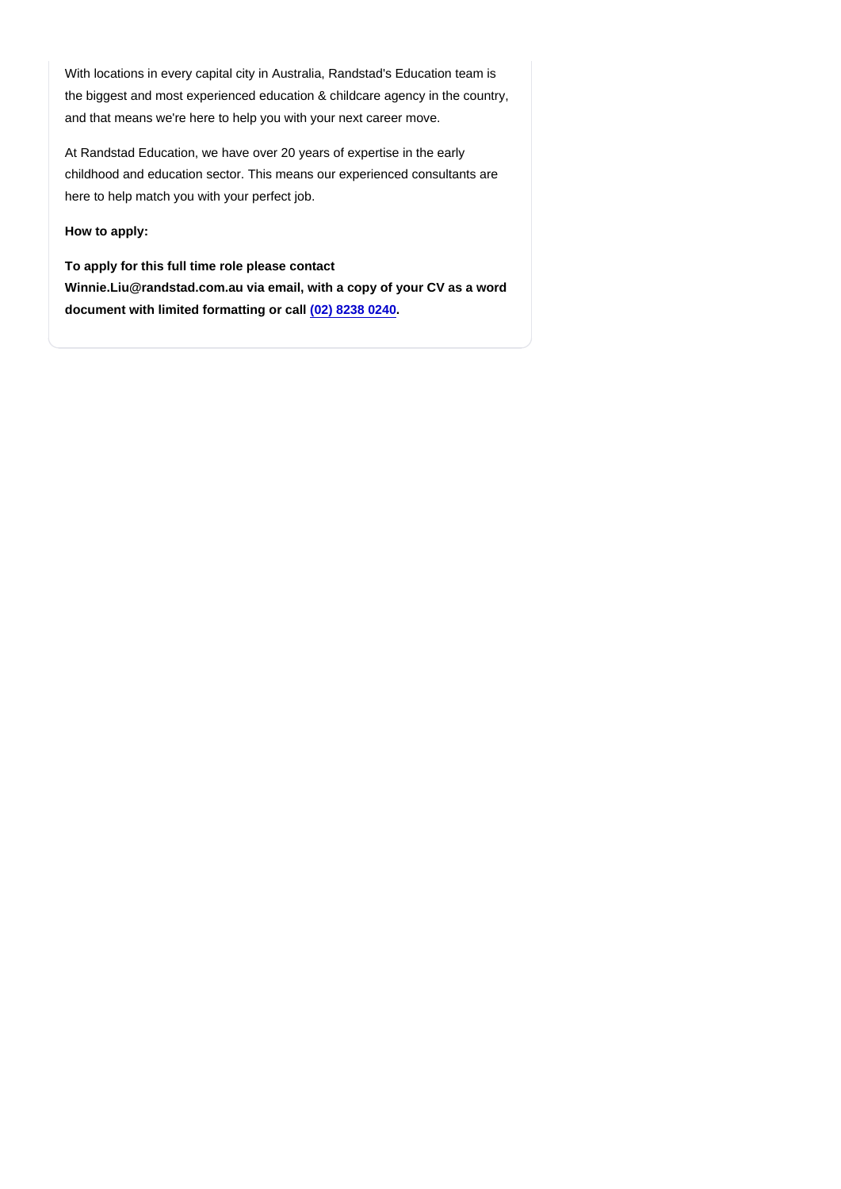With locations in every capital city in Australia, Randstad's Education team is the biggest and most experienced education & childcare agency in the country, and that means we're here to help you with your next career move.

At Randstad Education, we have over 20 years of expertise in the early childhood and education sector. This means our experienced consultants are here to help match you with your perfect job.

**How to apply:**

**To apply for this full time role please contact Winnie.Liu@randstad.com.au via email, with a copy of your CV as a word document with limited formatting or call (02) 8238 0240.**